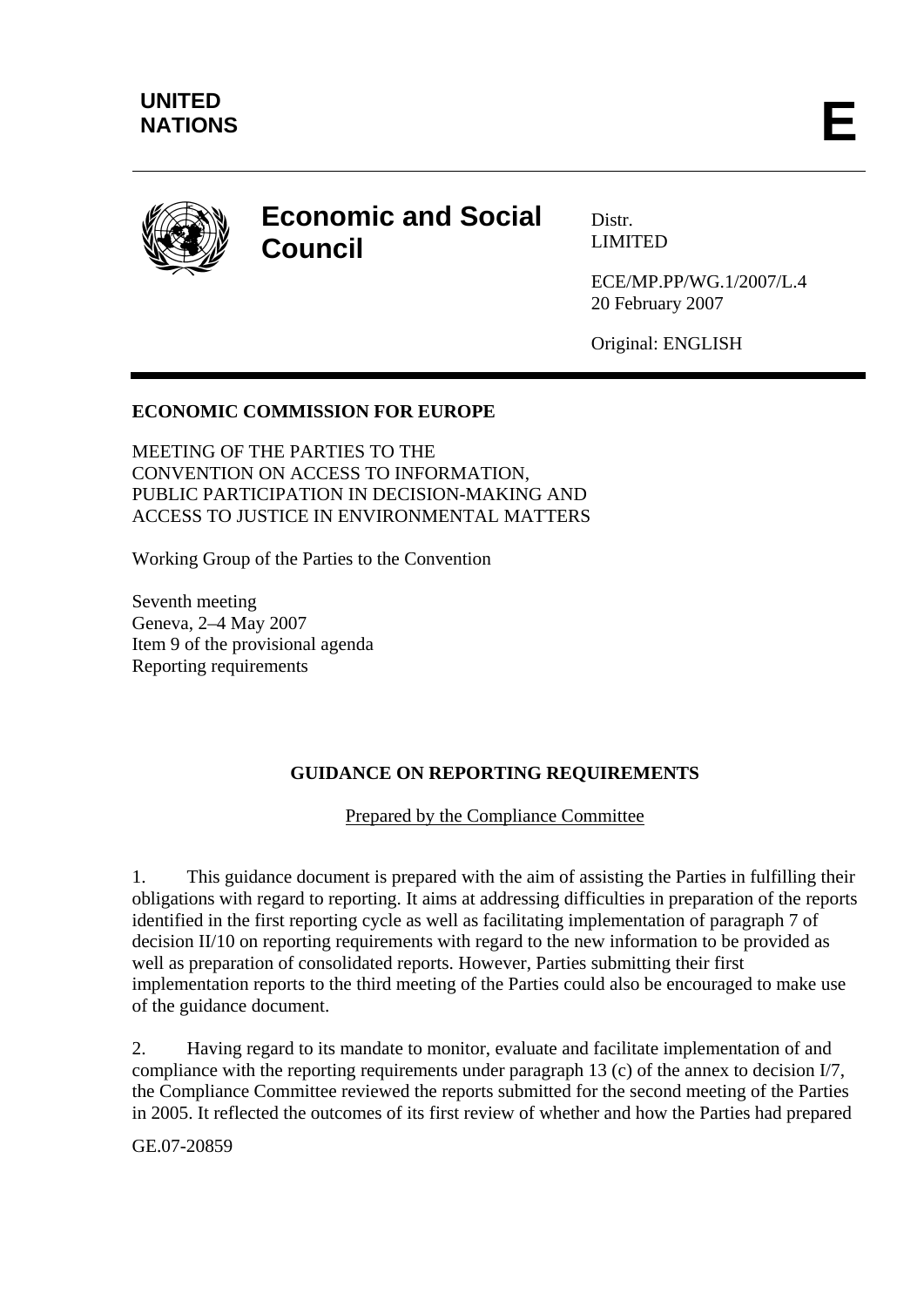UNITED NATIONS

E

**Economic and Social Council**

Distr.
LIMITED

ECE/MP.PP/WG.1/2007/L.4
20 February 2007

Original: ENGLISH

**ECONOMIC COMMISSION FOR EUROPE**

MEETING OF THE PARTIES TO THE CONVENTION ON ACCESS TO INFORMATION, PUBLIC PARTICIPATION IN DECISION-MAKING AND ACCESS TO JUSTICE IN ENVIRONMENTAL MATTERS

Working Group of the Parties to the Convention

Seventh meeting
Geneva, 2–4 May 2007
Item 9 of the provisional agenda
Reporting requirements

**GUIDANCE ON REPORTING REQUIREMENTS**

Prepared by the Compliance Committee

1. This guidance document is prepared with the aim of assisting the Parties in fulfilling their obligations with regard to reporting. It aims at addressing difficulties in preparation of the reports identified in the first reporting cycle as well as facilitating implementation of paragraph 7 of decision II/10 on reporting requirements with regard to the new information to be provided as well as preparation of consolidated reports. However, Parties submitting their first implementation reports to the third meeting of the Parties could also be encouraged to make use of the guidance document.

2. Having regard to its mandate to monitor, evaluate and facilitate implementation of and compliance with the reporting requirements under paragraph 13 (c) of the annex to decision I/7, the Compliance Committee reviewed the reports submitted for the second meeting of the Parties in 2005. It reflected the outcomes of its first review of whether and how the Parties had prepared

GE.07-20859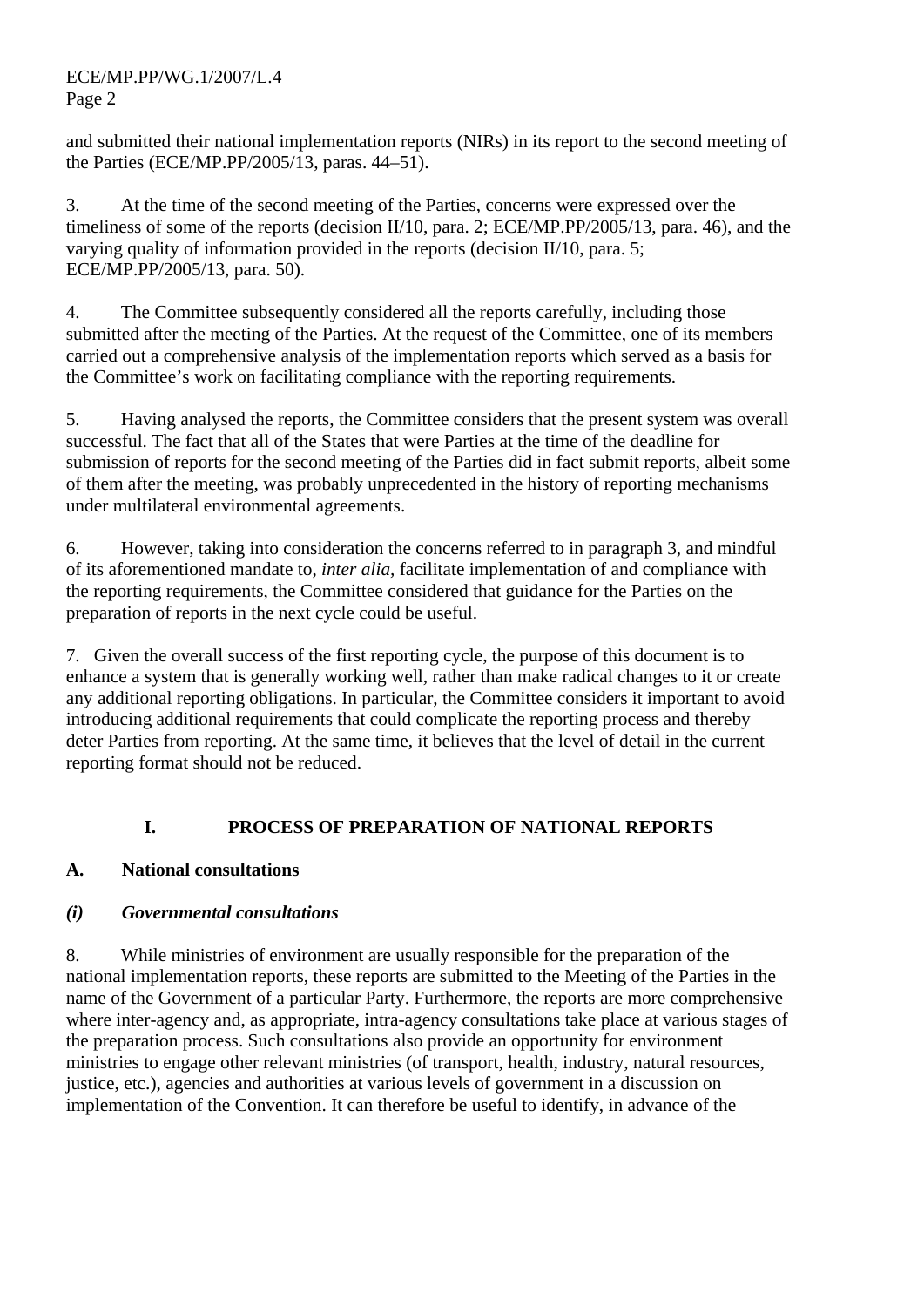and submitted their national implementation reports (NIRs) in its report to the second meeting of the Parties (ECE/MP.PP/2005/13, paras. 44–51).

3. At the time of the second meeting of the Parties, concerns were expressed over the timeliness of some of the reports (decision II/10, para. 2; ECE/MP.PP/2005/13, para. 46), and the varying quality of information provided in the reports (decision II/10, para. 5; ECE/MP.PP/2005/13, para. 50).

4. The Committee subsequently considered all the reports carefully, including those submitted after the meeting of the Parties. At the request of the Committee, one of its members carried out a comprehensive analysis of the implementation reports which served as a basis for the Committee's work on facilitating compliance with the reporting requirements.

5. Having analysed the reports, the Committee considers that the present system was overall successful. The fact that all of the States that were Parties at the time of the deadline for submission of reports for the second meeting of the Parties did in fact submit reports, albeit some of them after the meeting, was probably unprecedented in the history of reporting mechanisms under multilateral environmental agreements.

6. However, taking into consideration the concerns referred to in paragraph 3, and mindful of its aforementioned mandate to, *inter alia,* facilitate implementation of and compliance with the reporting requirements, the Committee considered that guidance for the Parties on the preparation of reports in the next cycle could be useful.

7. Given the overall success of the first reporting cycle, the purpose of this document is to enhance a system that is generally working well, rather than make radical changes to it or create any additional reporting obligations. In particular, the Committee considers it important to avoid introducing additional requirements that could complicate the reporting process and thereby deter Parties from reporting. At the same time, it believes that the level of detail in the current reporting format should not be reduced.

## I. PROCESS OF PREPARATION OF NATIONAL REPORTS

### A. National consultations

#### *(i) Governmental consultations*

8. While ministries of environment are usually responsible for the preparation of the national implementation reports, these reports are submitted to the Meeting of the Parties in the name of the Government of a particular Party. Furthermore, the reports are more comprehensive where inter-agency and, as appropriate, intra-agency consultations take place at various stages of the preparation process. Such consultations also provide an opportunity for environment ministries to engage other relevant ministries (of transport, health, industry, natural resources, justice, etc.), agencies and authorities at various levels of government in a discussion on implementation of the Convention. It can therefore be useful to identify, in advance of the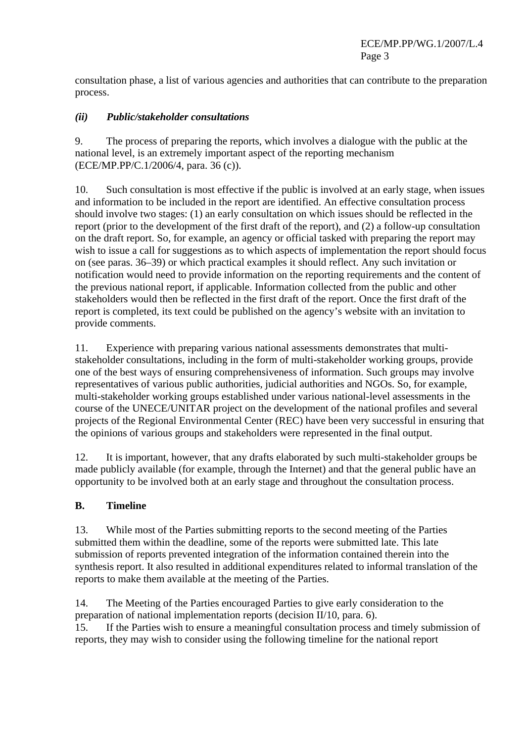consultation phase, a list of various agencies and authorities that can contribute to the preparation process.

#### *(ii) Public/stakeholder consultations*

9. The process of preparing the reports, which involves a dialogue with the public at the national level, is an extremely important aspect of the reporting mechanism (ECE/MP.PP/C.1/2006/4, para. 36 (c)).

10. Such consultation is most effective if the public is involved at an early stage, when issues and information to be included in the report are identified. An effective consultation process should involve two stages: (1) an early consultation on which issues should be reflected in the report (prior to the development of the first draft of the report), and (2) a follow-up consultation on the draft report. So, for example, an agency or official tasked with preparing the report may wish to issue a call for suggestions as to which aspects of implementation the report should focus on (see paras. 36–39) or which practical examples it should reflect. Any such invitation or notification would need to provide information on the reporting requirements and the content of the previous national report, if applicable. Information collected from the public and other stakeholders would then be reflected in the first draft of the report. Once the first draft of the report is completed, its text could be published on the agency's website with an invitation to provide comments.

11. Experience with preparing various national assessments demonstrates that multi-stakeholder consultations, including in the form of multi-stakeholder working groups, provide one of the best ways of ensuring comprehensiveness of information. Such groups may involve representatives of various public authorities, judicial authorities and NGOs. So, for example, multi-stakeholder working groups established under various national-level assessments in the course of the UNECE/UNITAR project on the development of the national profiles and several projects of the Regional Environmental Center (REC) have been very successful in ensuring that the opinions of various groups and stakeholders were represented in the final output.

12. It is important, however, that any drafts elaborated by such multi-stakeholder groups be made publicly available (for example, through the Internet) and that the general public have an opportunity to be involved both at an early stage and throughout the consultation process.

### B. Timeline

13. While most of the Parties submitting reports to the second meeting of the Parties submitted them within the deadline, some of the reports were submitted late. This late submission of reports prevented integration of the information contained therein into the synthesis report. It also resulted in additional expenditures related to informal translation of the reports to make them available at the meeting of the Parties.

14. The Meeting of the Parties encouraged Parties to give early consideration to the preparation of national implementation reports (decision II/10, para. 6).

15. If the Parties wish to ensure a meaningful consultation process and timely submission of reports, they may wish to consider using the following timeline for the national report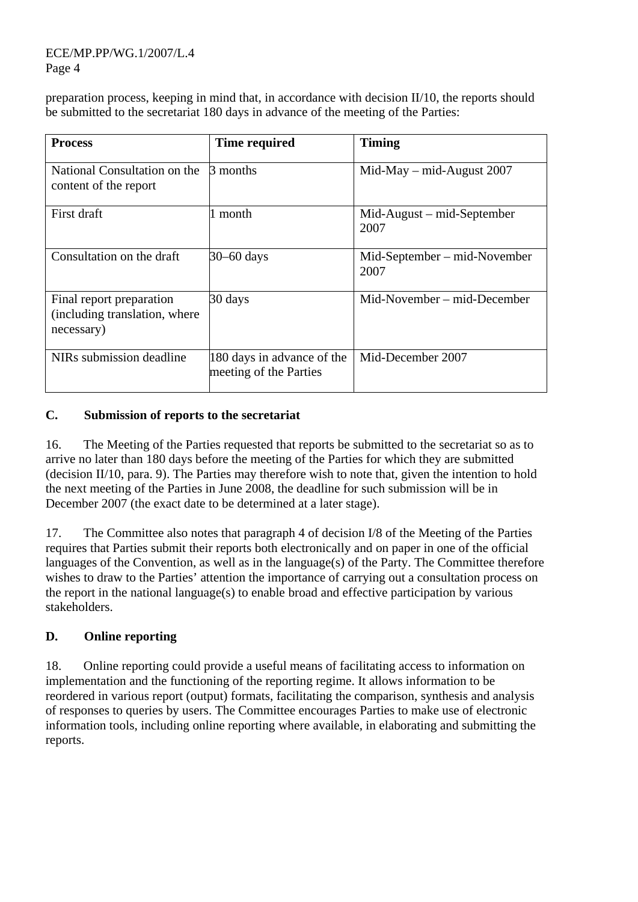preparation process, keeping in mind that, in accordance with decision II/10, the reports should be submitted to the secretariat 180 days in advance of the meeting of the Parties:

| Process | Time required | Timing |
|---|---|---|
| National Consultation on the content of the report | 3 months | Mid-May – mid-August 2007 |
| First draft | 1 month | Mid-August – mid-September 2007 |
| Consultation on the draft | 30–60 days | Mid-September – mid-November 2007 |
| Final report preparation (including translation, where necessary) | 30 days | Mid-November – mid-December |
| NIRs submission deadline | 180 days in advance of the meeting of the Parties | Mid-December 2007 |

### C. Submission of reports to the secretariat

16. The Meeting of the Parties requested that reports be submitted to the secretariat so as to arrive no later than 180 days before the meeting of the Parties for which they are submitted (decision II/10, para. 9). The Parties may therefore wish to note that, given the intention to hold the next meeting of the Parties in June 2008, the deadline for such submission will be in December 2007 (the exact date to be determined at a later stage).

17. The Committee also notes that paragraph 4 of decision I/8 of the Meeting of the Parties requires that Parties submit their reports both electronically and on paper in one of the official languages of the Convention, as well as in the language(s) of the Party. The Committee therefore wishes to draw to the Parties' attention the importance of carrying out a consultation process on the report in the national language(s) to enable broad and effective participation by various stakeholders.

### D. Online reporting

18. Online reporting could provide a useful means of facilitating access to information on implementation and the functioning of the reporting regime. It allows information to be reordered in various report (output) formats, facilitating the comparison, synthesis and analysis of responses to queries by users. The Committee encourages Parties to make use of electronic information tools, including online reporting where available, in elaborating and submitting the reports.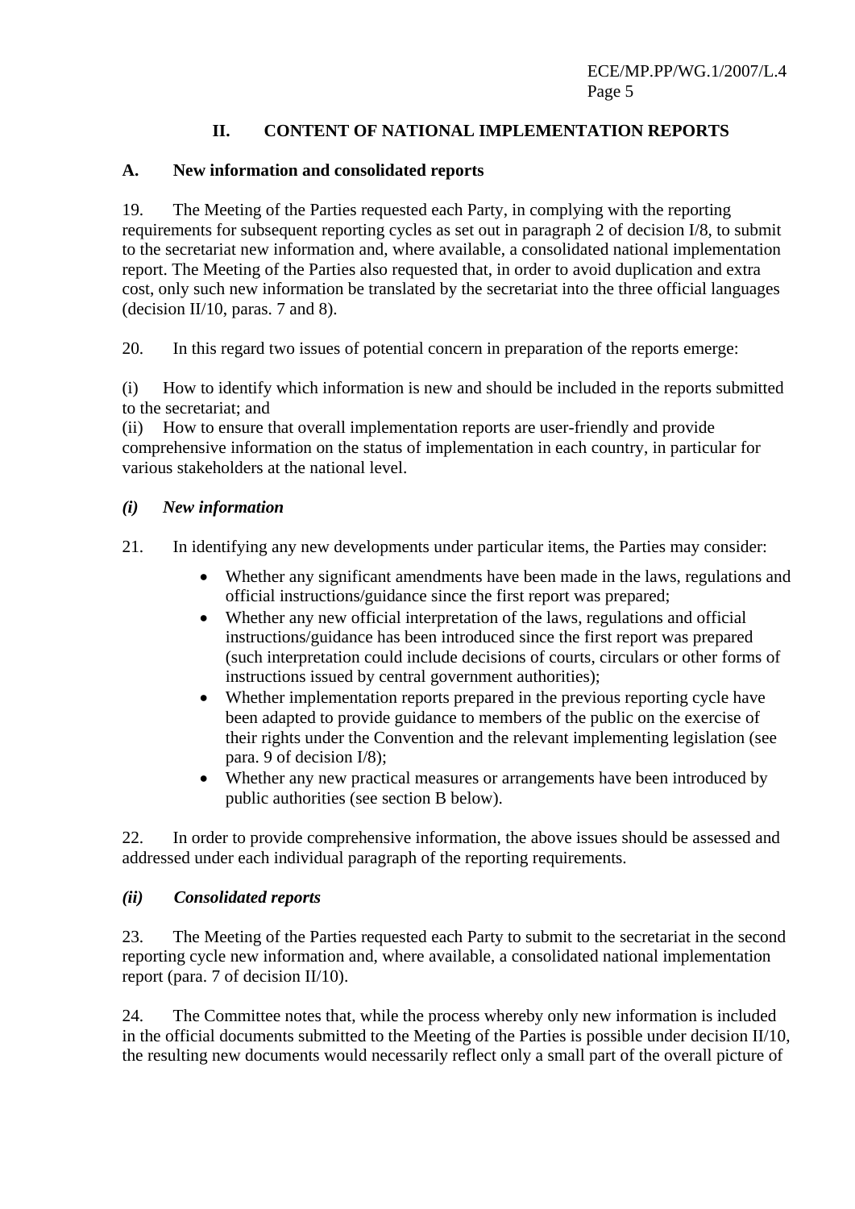## II. CONTENT OF NATIONAL IMPLEMENTATION REPORTS

### A. New information and consolidated reports

19. The Meeting of the Parties requested each Party, in complying with the reporting requirements for subsequent reporting cycles as set out in paragraph 2 of decision I/8, to submit to the secretariat new information and, where available, a consolidated national implementation report. The Meeting of the Parties also requested that, in order to avoid duplication and extra cost, only such new information be translated by the secretariat into the three official languages (decision II/10, paras. 7 and 8).

20. In this regard two issues of potential concern in preparation of the reports emerge:

(i) How to identify which information is new and should be included in the reports submitted to the secretariat; and

(ii) How to ensure that overall implementation reports are user-friendly and provide comprehensive information on the status of implementation in each country, in particular for various stakeholders at the national level.

#### *(i) New information*

21. In identifying any new developments under particular items, the Parties may consider:

- Whether any significant amendments have been made in the laws, regulations and official instructions/guidance since the first report was prepared;
- Whether any new official interpretation of the laws, regulations and official instructions/guidance has been introduced since the first report was prepared (such interpretation could include decisions of courts, circulars or other forms of instructions issued by central government authorities);
- Whether implementation reports prepared in the previous reporting cycle have been adapted to provide guidance to members of the public on the exercise of their rights under the Convention and the relevant implementing legislation (see para. 9 of decision I/8);
- Whether any new practical measures or arrangements have been introduced by public authorities (see section B below).

22. In order to provide comprehensive information, the above issues should be assessed and addressed under each individual paragraph of the reporting requirements.

#### *(ii) Consolidated reports*

23. The Meeting of the Parties requested each Party to submit to the secretariat in the second reporting cycle new information and, where available, a consolidated national implementation report (para. 7 of decision II/10).

24. The Committee notes that, while the process whereby only new information is included in the official documents submitted to the Meeting of the Parties is possible under decision II/10, the resulting new documents would necessarily reflect only a small part of the overall picture of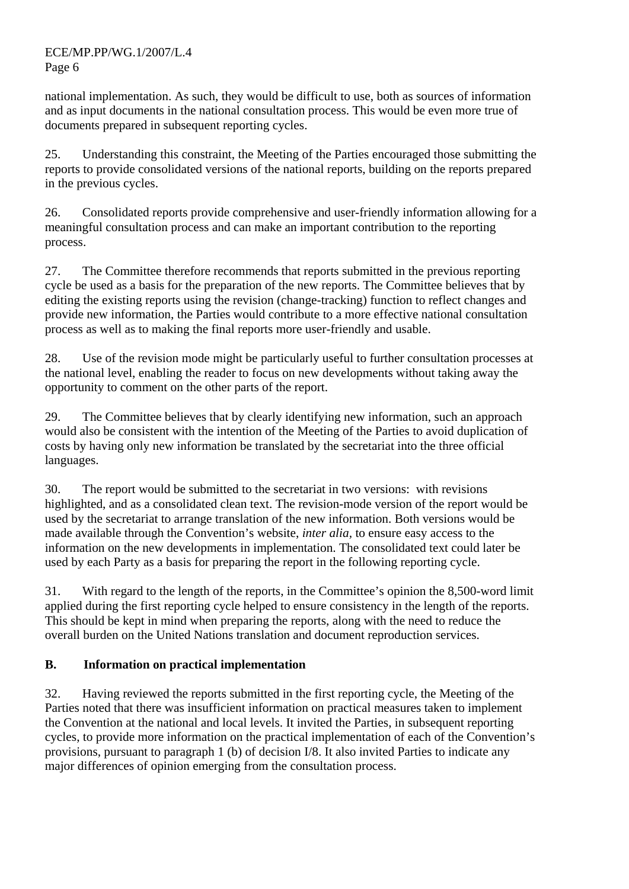national implementation. As such, they would be difficult to use, both as sources of information and as input documents in the national consultation process. This would be even more true of documents prepared in subsequent reporting cycles.

25. Understanding this constraint, the Meeting of the Parties encouraged those submitting the reports to provide consolidated versions of the national reports, building on the reports prepared in the previous cycles.

26. Consolidated reports provide comprehensive and user-friendly information allowing for a meaningful consultation process and can make an important contribution to the reporting process.

27. The Committee therefore recommends that reports submitted in the previous reporting cycle be used as a basis for the preparation of the new reports. The Committee believes that by editing the existing reports using the revision (change-tracking) function to reflect changes and provide new information, the Parties would contribute to a more effective national consultation process as well as to making the final reports more user-friendly and usable.

28. Use of the revision mode might be particularly useful to further consultation processes at the national level, enabling the reader to focus on new developments without taking away the opportunity to comment on the other parts of the report.

29. The Committee believes that by clearly identifying new information, such an approach would also be consistent with the intention of the Meeting of the Parties to avoid duplication of costs by having only new information be translated by the secretariat into the three official languages.

30. The report would be submitted to the secretariat in two versions: with revisions highlighted, and as a consolidated clean text. The revision-mode version of the report would be used by the secretariat to arrange translation of the new information. Both versions would be made available through the Convention's website, *inter alia,* to ensure easy access to the information on the new developments in implementation. The consolidated text could later be used by each Party as a basis for preparing the report in the following reporting cycle.

31. With regard to the length of the reports, in the Committee's opinion the 8,500-word limit applied during the first reporting cycle helped to ensure consistency in the length of the reports. This should be kept in mind when preparing the reports, along with the need to reduce the overall burden on the United Nations translation and document reproduction services.

### B. Information on practical implementation

32. Having reviewed the reports submitted in the first reporting cycle, the Meeting of the Parties noted that there was insufficient information on practical measures taken to implement the Convention at the national and local levels. It invited the Parties, in subsequent reporting cycles, to provide more information on the practical implementation of each of the Convention's provisions, pursuant to paragraph 1 (b) of decision I/8. It also invited Parties to indicate any major differences of opinion emerging from the consultation process.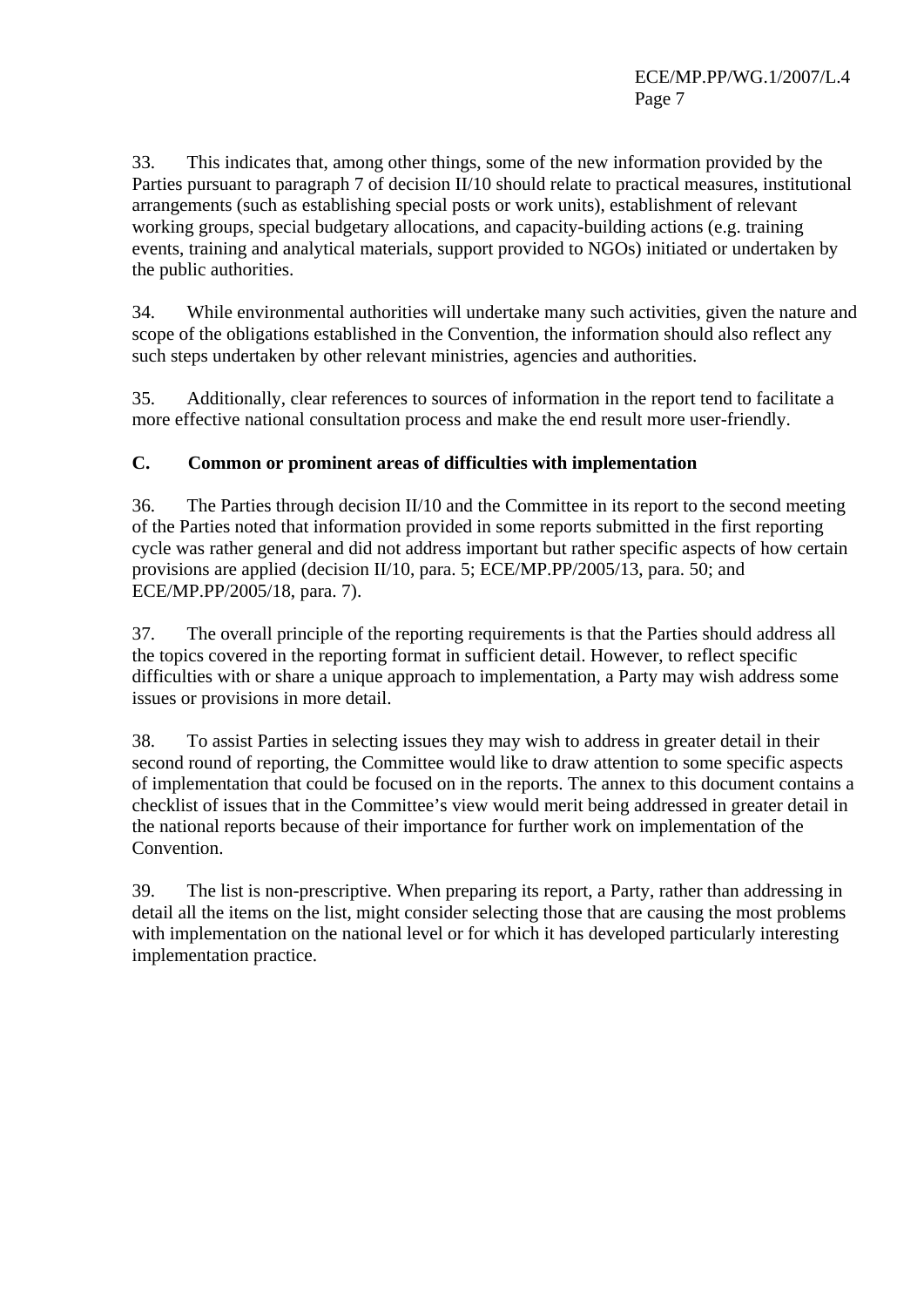33. This indicates that, among other things, some of the new information provided by the Parties pursuant to paragraph 7 of decision II/10 should relate to practical measures, institutional arrangements (such as establishing special posts or work units), establishment of relevant working groups, special budgetary allocations, and capacity-building actions (e.g. training events, training and analytical materials, support provided to NGOs) initiated or undertaken by the public authorities.

34. While environmental authorities will undertake many such activities, given the nature and scope of the obligations established in the Convention, the information should also reflect any such steps undertaken by other relevant ministries, agencies and authorities.

35. Additionally, clear references to sources of information in the report tend to facilitate a more effective national consultation process and make the end result more user-friendly.

### C. Common or prominent areas of difficulties with implementation

36. The Parties through decision II/10 and the Committee in its report to the second meeting of the Parties noted that information provided in some reports submitted in the first reporting cycle was rather general and did not address important but rather specific aspects of how certain provisions are applied (decision II/10, para. 5; ECE/MP.PP/2005/13, para. 50; and ECE/MP.PP/2005/18, para. 7).

37. The overall principle of the reporting requirements is that the Parties should address all the topics covered in the reporting format in sufficient detail. However, to reflect specific difficulties with or share a unique approach to implementation, a Party may wish address some issues or provisions in more detail.

38. To assist Parties in selecting issues they may wish to address in greater detail in their second round of reporting, the Committee would like to draw attention to some specific aspects of implementation that could be focused on in the reports. The annex to this document contains a checklist of issues that in the Committee's view would merit being addressed in greater detail in the national reports because of their importance for further work on implementation of the Convention.

39. The list is non-prescriptive. When preparing its report, a Party, rather than addressing in detail all the items on the list, might consider selecting those that are causing the most problems with implementation on the national level or for which it has developed particularly interesting implementation practice.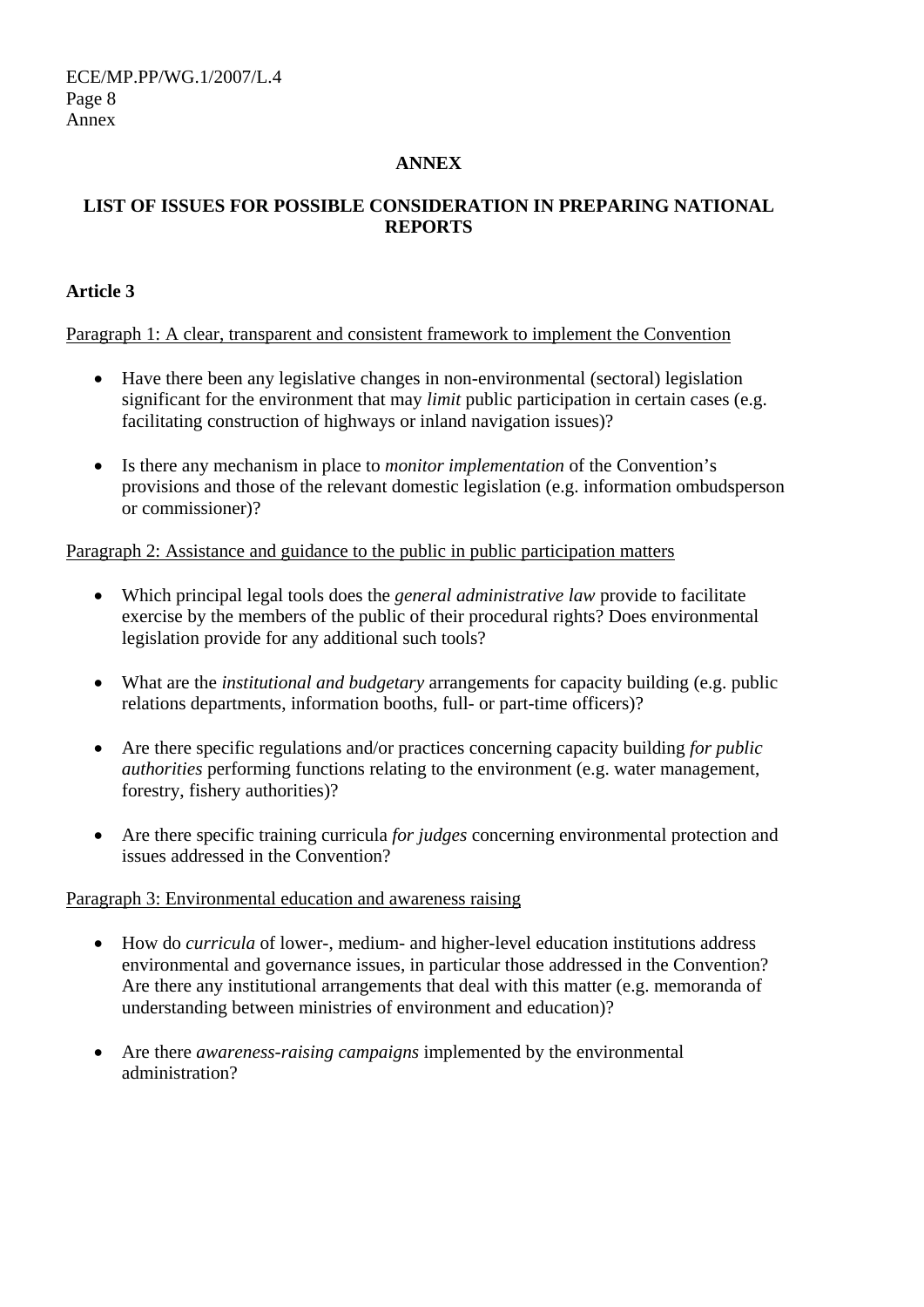## ANNEX

## LIST OF ISSUES FOR POSSIBLE CONSIDERATION IN PREPARING NATIONAL REPORTS

### Article 3

Paragraph 1: A clear, transparent and consistent framework to implement the Convention

- Have there been any legislative changes in non-environmental (sectoral) legislation significant for the environment that may *limit* public participation in certain cases (e.g. facilitating construction of highways or inland navigation issues)?

- Is there any mechanism in place to *monitor implementation* of the Convention's provisions and those of the relevant domestic legislation (e.g. information ombudsperson or commissioner)?

Paragraph 2: Assistance and guidance to the public in public participation matters

- Which principal legal tools does the *general administrative law* provide to facilitate exercise by the members of the public of their procedural rights? Does environmental legislation provide for any additional such tools?

- What are the *institutional and budgetary* arrangements for capacity building (e.g. public relations departments, information booths, full- or part-time officers)?

- Are there specific regulations and/or practices concerning capacity building *for public authorities* performing functions relating to the environment (e.g. water management, forestry, fishery authorities)?

- Are there specific training curricula *for judges* concerning environmental protection and issues addressed in the Convention?

Paragraph 3: Environmental education and awareness raising

- How do *curricula* of lower-, medium- and higher-level education institutions address environmental and governance issues, in particular those addressed in the Convention? Are there any institutional arrangements that deal with this matter (e.g. memoranda of understanding between ministries of environment and education)?

- Are there *awareness-raising campaigns* implemented by the environmental administration?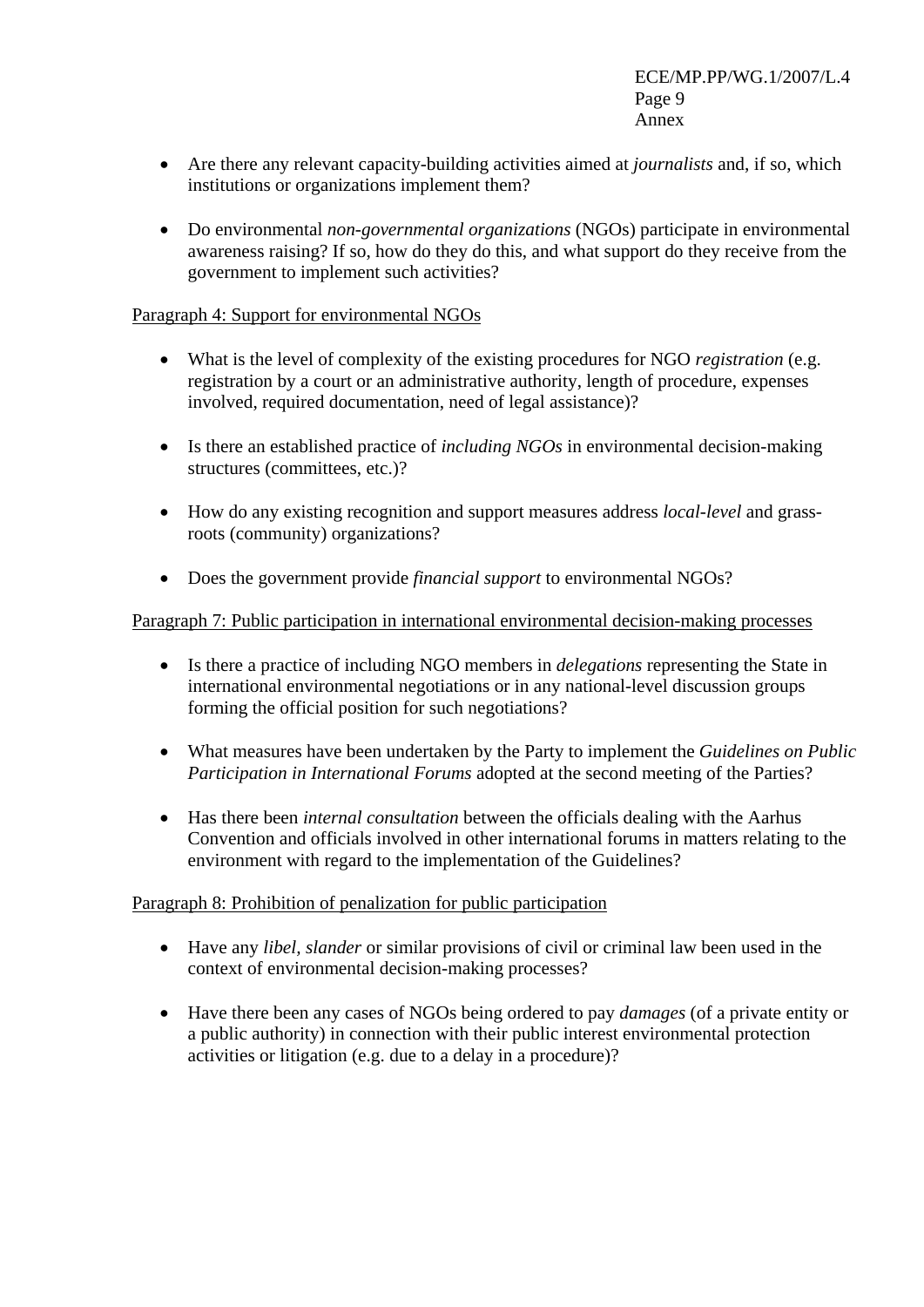- Are there any relevant capacity-building activities aimed at *journalists* and, if so, which institutions or organizations implement them?

- Do environmental *non-governmental organizations* (NGOs) participate in environmental awareness raising? If so, how do they do this, and what support do they receive from the government to implement such activities?

<u>Paragraph 4: Support for environmental NGOs</u>

- What is the level of complexity of the existing procedures for NGO *registration* (e.g. registration by a court or an administrative authority, length of procedure, expenses involved, required documentation, need of legal assistance)?

- Is there an established practice of *including NGOs* in environmental decision-making structures (committees, etc.)?

- How do any existing recognition and support measures address *local-level* and grass-roots (community) organizations?

- Does the government provide *financial support* to environmental NGOs?

<u>Paragraph 7: Public participation in international environmental decision-making processes</u>

- Is there a practice of including NGO members in *delegations* representing the State in international environmental negotiations or in any national-level discussion groups forming the official position for such negotiations?

- What measures have been undertaken by the Party to implement the *Guidelines on Public Participation in International Forums* adopted at the second meeting of the Parties?

- Has there been *internal consultation* between the officials dealing with the Aarhus Convention and officials involved in other international forums in matters relating to the environment with regard to the implementation of the Guidelines?

<u>Paragraph 8: Prohibition of penalization for public participation</u>

- Have any *libel, slander* or similar provisions of civil or criminal law been used in the context of environmental decision-making processes?

- Have there been any cases of NGOs being ordered to pay *damages* (of a private entity or a public authority) in connection with their public interest environmental protection activities or litigation (e.g. due to a delay in a procedure)?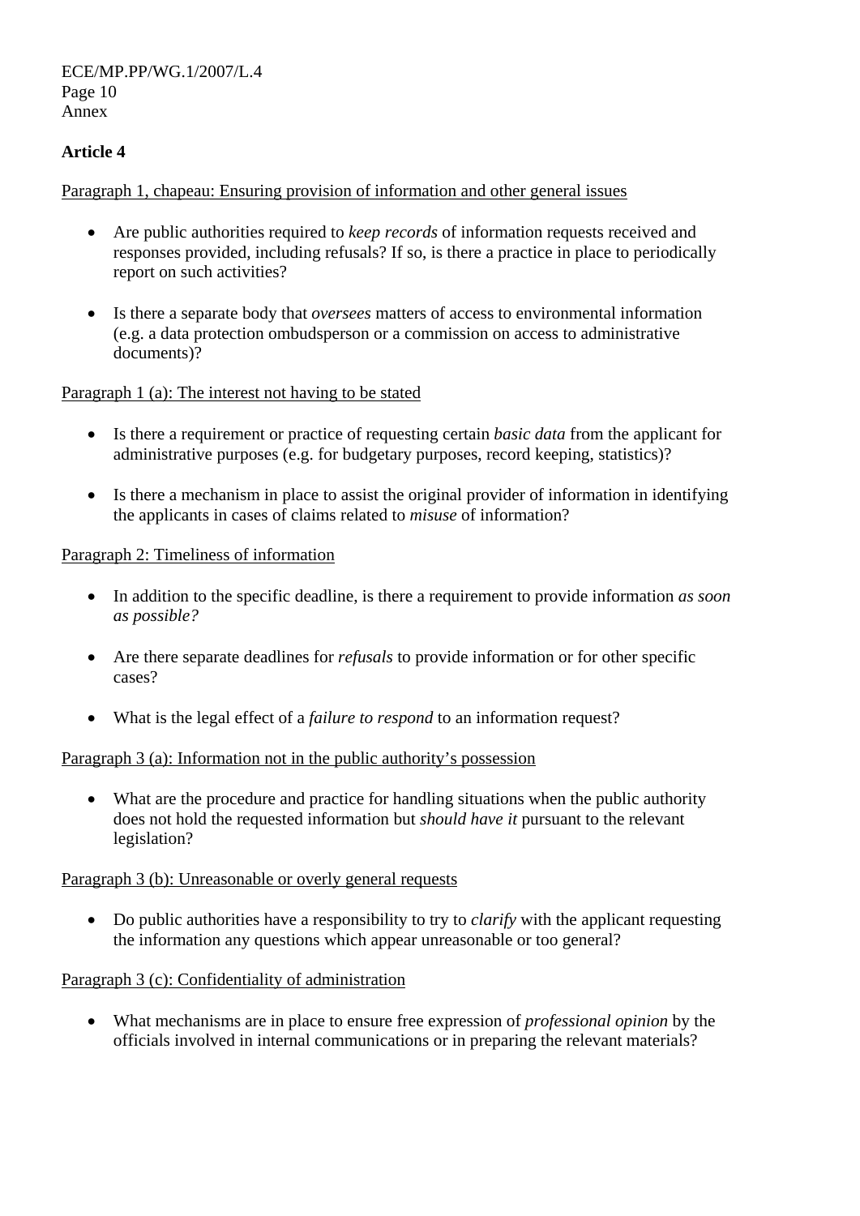**Article 4**

Paragraph 1, chapeau: Ensuring provision of information and other general issues

- Are public authorities required to *keep records* of information requests received and responses provided, including refusals? If so, is there a practice in place to periodically report on such activities?

- Is there a separate body that *oversees* matters of access to environmental information (e.g. a data protection ombudsperson or a commission on access to administrative documents)?

Paragraph 1 (a): The interest not having to be stated

- Is there a requirement or practice of requesting certain *basic data* from the applicant for administrative purposes (e.g. for budgetary purposes, record keeping, statistics)?

- Is there a mechanism in place to assist the original provider of information in identifying the applicants in cases of claims related to *misuse* of information?

Paragraph 2: Timeliness of information

- In addition to the specific deadline, is there a requirement to provide information *as soon as possible?*

- Are there separate deadlines for *refusals* to provide information or for other specific cases?

- What is the legal effect of a *failure to respond* to an information request?

Paragraph 3 (a): Information not in the public authority's possession

- What are the procedure and practice for handling situations when the public authority does not hold the requested information but *should have it* pursuant to the relevant legislation?

Paragraph 3 (b): Unreasonable or overly general requests

- Do public authorities have a responsibility to try to *clarify* with the applicant requesting the information any questions which appear unreasonable or too general?

Paragraph 3 (c): Confidentiality of administration

- What mechanisms are in place to ensure free expression of *professional opinion* by the officials involved in internal communications or in preparing the relevant materials?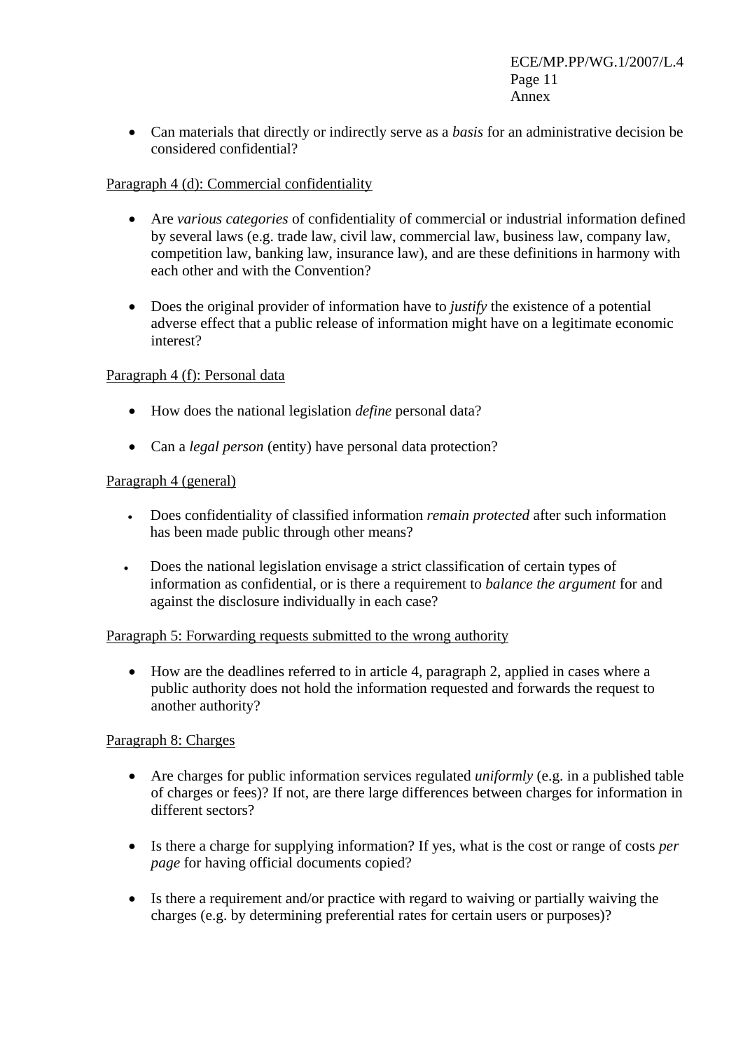- Can materials that directly or indirectly serve as a *basis* for an administrative decision be considered confidential?

Paragraph 4 (d): Commercial confidentiality

- Are *various categories* of confidentiality of commercial or industrial information defined by several laws (e.g. trade law, civil law, commercial law, business law, company law, competition law, banking law, insurance law), and are these definitions in harmony with each other and with the Convention?

- Does the original provider of information have to *justify* the existence of a potential adverse effect that a public release of information might have on a legitimate economic interest?

Paragraph 4 (f): Personal data

- How does the national legislation *define* personal data?

- Can a *legal person* (entity) have personal data protection?

Paragraph 4 (general)

- Does confidentiality of classified information *remain protected* after such information has been made public through other means?

- Does the national legislation envisage a strict classification of certain types of information as confidential, or is there a requirement to *balance the argument* for and against the disclosure individually in each case?

Paragraph 5: Forwarding requests submitted to the wrong authority

- How are the deadlines referred to in article 4, paragraph 2, applied in cases where a public authority does not hold the information requested and forwards the request to another authority?

Paragraph 8: Charges

- Are charges for public information services regulated *uniformly* (e.g. in a published table of charges or fees)? If not, are there large differences between charges for information in different sectors?

- Is there a charge for supplying information? If yes, what is the cost or range of costs *per page* for having official documents copied?

- Is there a requirement and/or practice with regard to waiving or partially waiving the charges (e.g. by determining preferential rates for certain users or purposes)?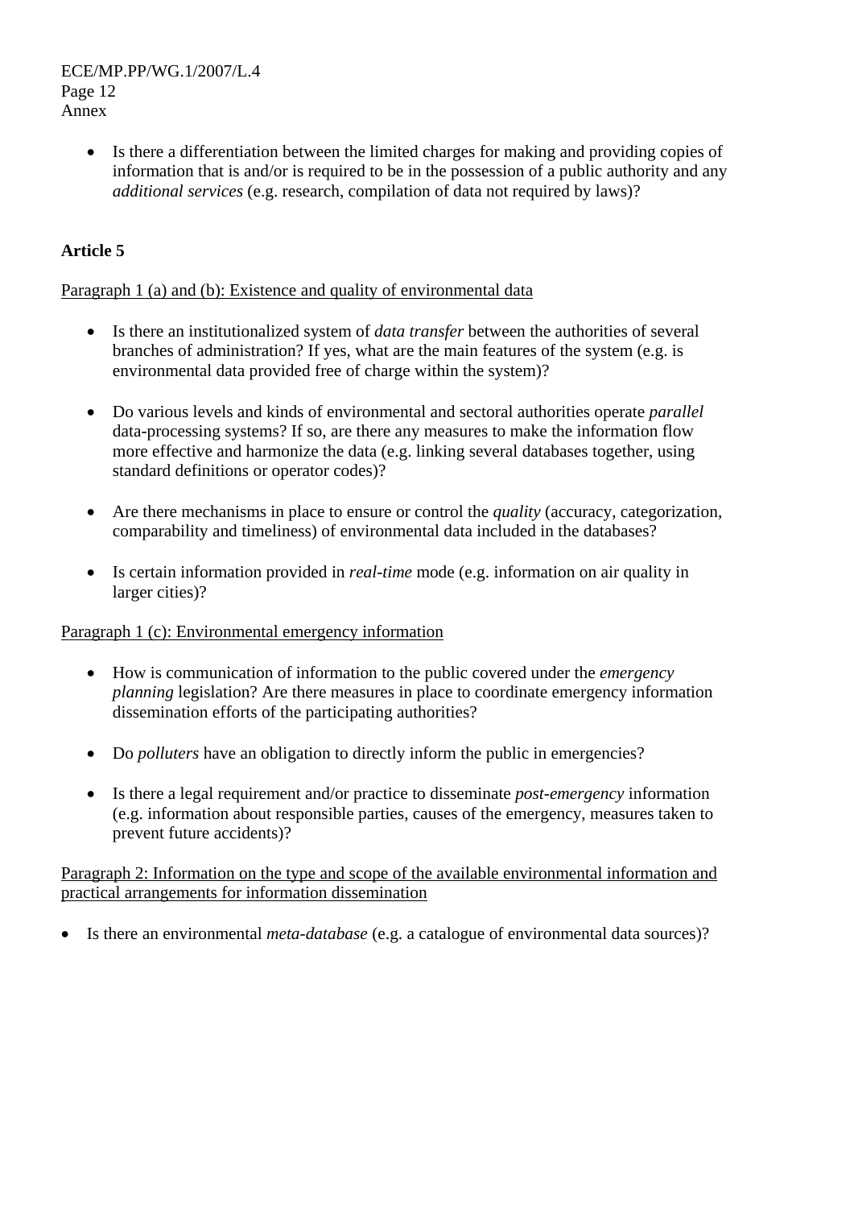- Is there a differentiation between the limited charges for making and providing copies of information that is and/or is required to be in the possession of a public authority and any *additional services* (e.g. research, compilation of data not required by laws)?

**Article 5**

Paragraph 1 (a) and (b): Existence and quality of environmental data

- Is there an institutionalized system of *data transfer* between the authorities of several branches of administration? If yes, what are the main features of the system (e.g. is environmental data provided free of charge within the system)?

- Do various levels and kinds of environmental and sectoral authorities operate *parallel* data-processing systems? If so, are there any measures to make the information flow more effective and harmonize the data (e.g. linking several databases together, using standard definitions or operator codes)?

- Are there mechanisms in place to ensure or control the *quality* (accuracy, categorization, comparability and timeliness) of environmental data included in the databases?

- Is certain information provided in *real-time* mode (e.g. information on air quality in larger cities)?

Paragraph 1 (c): Environmental emergency information

- How is communication of information to the public covered under the *emergency planning* legislation? Are there measures in place to coordinate emergency information dissemination efforts of the participating authorities?

- Do *polluters* have an obligation to directly inform the public in emergencies?

- Is there a legal requirement and/or practice to disseminate *post-emergency* information (e.g. information about responsible parties, causes of the emergency, measures taken to prevent future accidents)?

Paragraph 2: Information on the type and scope of the available environmental information and practical arrangements for information dissemination

- Is there an environmental *meta-database* (e.g. a catalogue of environmental data sources)?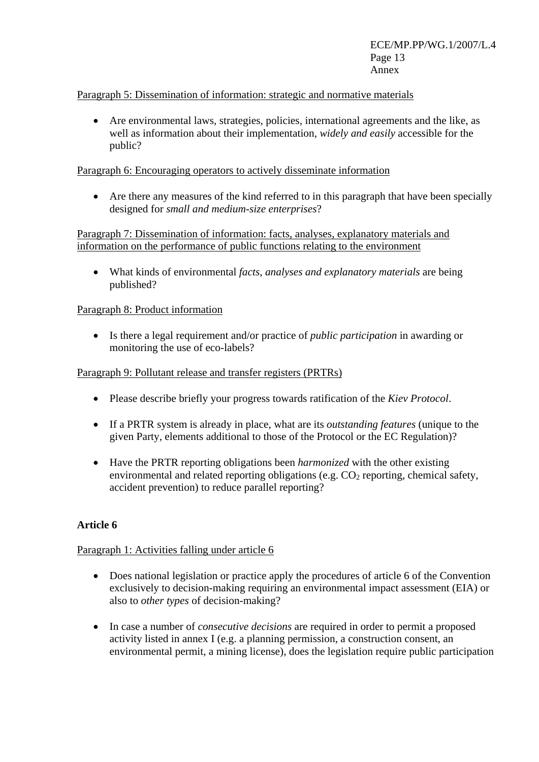Paragraph 5: Dissemination of information: strategic and normative materials

- Are environmental laws, strategies, policies, international agreements and the like, as well as information about their implementation, *widely and easily* accessible for the public?

Paragraph 6: Encouraging operators to actively disseminate information

- Are there any measures of the kind referred to in this paragraph that have been specially designed for *small and medium-size enterprises*?

Paragraph 7: Dissemination of information: facts, analyses, explanatory materials and information on the performance of public functions relating to the environment

- What kinds of environmental *facts, analyses and explanatory materials* are being published?

Paragraph 8: Product information

- Is there a legal requirement and/or practice of *public participation* in awarding or monitoring the use of eco-labels?

Paragraph 9: Pollutant release and transfer registers (PRTRs)

- Please describe briefly your progress towards ratification of the *Kiev Protocol*.

- If a PRTR system is already in place, what are its *outstanding features* (unique to the given Party, elements additional to those of the Protocol or the EC Regulation)?

- Have the PRTR reporting obligations been *harmonized* with the other existing environmental and related reporting obligations (e.g. $CO_2$ reporting, chemical safety, accident prevention) to reduce parallel reporting?

**Article 6**

Paragraph 1: Activities falling under article 6

- Does national legislation or practice apply the procedures of article 6 of the Convention exclusively to decision-making requiring an environmental impact assessment (EIA) or also to *other types* of decision-making?

- In case a number of *consecutive decisions* are required in order to permit a proposed activity listed in annex I (e.g. a planning permission, a construction consent, an environmental permit, a mining license), does the legislation require public participation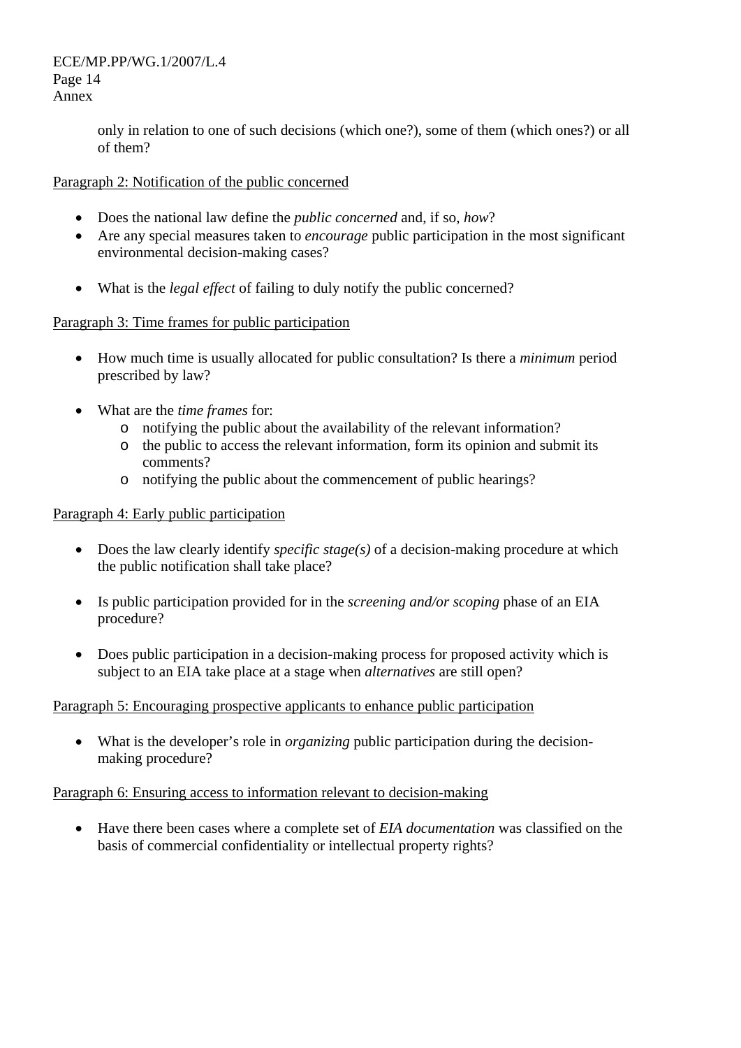only in relation to one of such decisions (which one?), some of them (which ones?) or all of them?

Paragraph 2: Notification of the public concerned

- Does the national law define the *public concerned* and, if so, *how*?
- Are any special measures taken to *encourage* public participation in the most significant environmental decision-making cases?
- What is the *legal effect* of failing to duly notify the public concerned?

Paragraph 3: Time frames for public participation

- How much time is usually allocated for public consultation? Is there a *minimum* period prescribed by law?
- What are the *time frames* for:
  - notifying the public about the availability of the relevant information?
  - the public to access the relevant information, form its opinion and submit its comments?
  - notifying the public about the commencement of public hearings?

Paragraph 4: Early public participation

- Does the law clearly identify *specific stage(s)* of a decision-making procedure at which the public notification shall take place?
- Is public participation provided for in the *screening and/or scoping* phase of an EIA procedure?
- Does public participation in a decision-making process for proposed activity which is subject to an EIA take place at a stage when *alternatives* are still open?

Paragraph 5: Encouraging prospective applicants to enhance public participation

- What is the developer's role in *organizing* public participation during the decision-making procedure?

Paragraph 6: Ensuring access to information relevant to decision-making

- Have there been cases where a complete set of *EIA documentation* was classified on the basis of commercial confidentiality or intellectual property rights?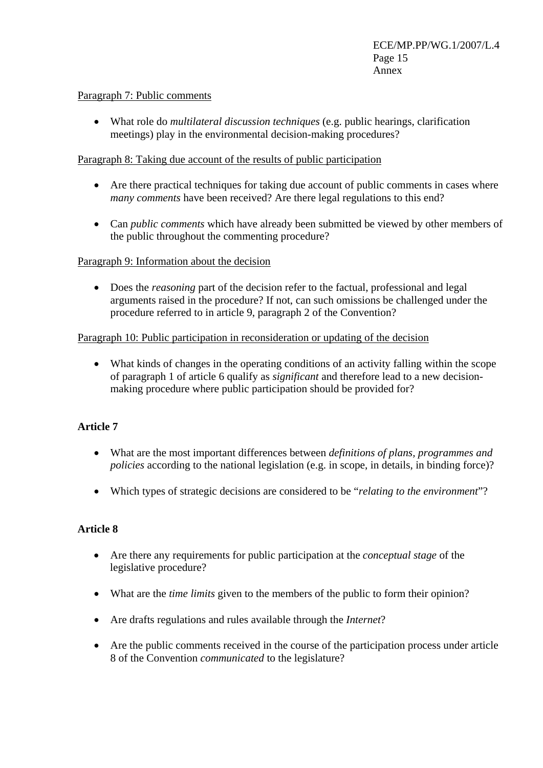Paragraph 7: Public comments

- What role do *multilateral discussion techniques* (e.g. public hearings, clarification meetings) play in the environmental decision-making procedures?

Paragraph 8: Taking due account of the results of public participation

- Are there practical techniques for taking due account of public comments in cases where *many comments* have been received? Are there legal regulations to this end?

- Can *public comments* which have already been submitted be viewed by other members of the public throughout the commenting procedure?

Paragraph 9: Information about the decision

- Does the *reasoning* part of the decision refer to the factual, professional and legal arguments raised in the procedure? If not, can such omissions be challenged under the procedure referred to in article 9, paragraph 2 of the Convention?

Paragraph 10: Public participation in reconsideration or updating of the decision

- What kinds of changes in the operating conditions of an activity falling within the scope of paragraph 1 of article 6 qualify as *significant* and therefore lead to a new decision-making procedure where public participation should be provided for?

**Article 7**

- What are the most important differences between *definitions of plans, programmes and policies* according to the national legislation (e.g. in scope, in details, in binding force)?

- Which types of strategic decisions are considered to be "*relating to the environment*"?

**Article 8**

- Are there any requirements for public participation at the *conceptual stage* of the legislative procedure?

- What are the *time limits* given to the members of the public to form their opinion?

- Are drafts regulations and rules available through the *Internet*?

- Are the public comments received in the course of the participation process under article 8 of the Convention *communicated* to the legislature?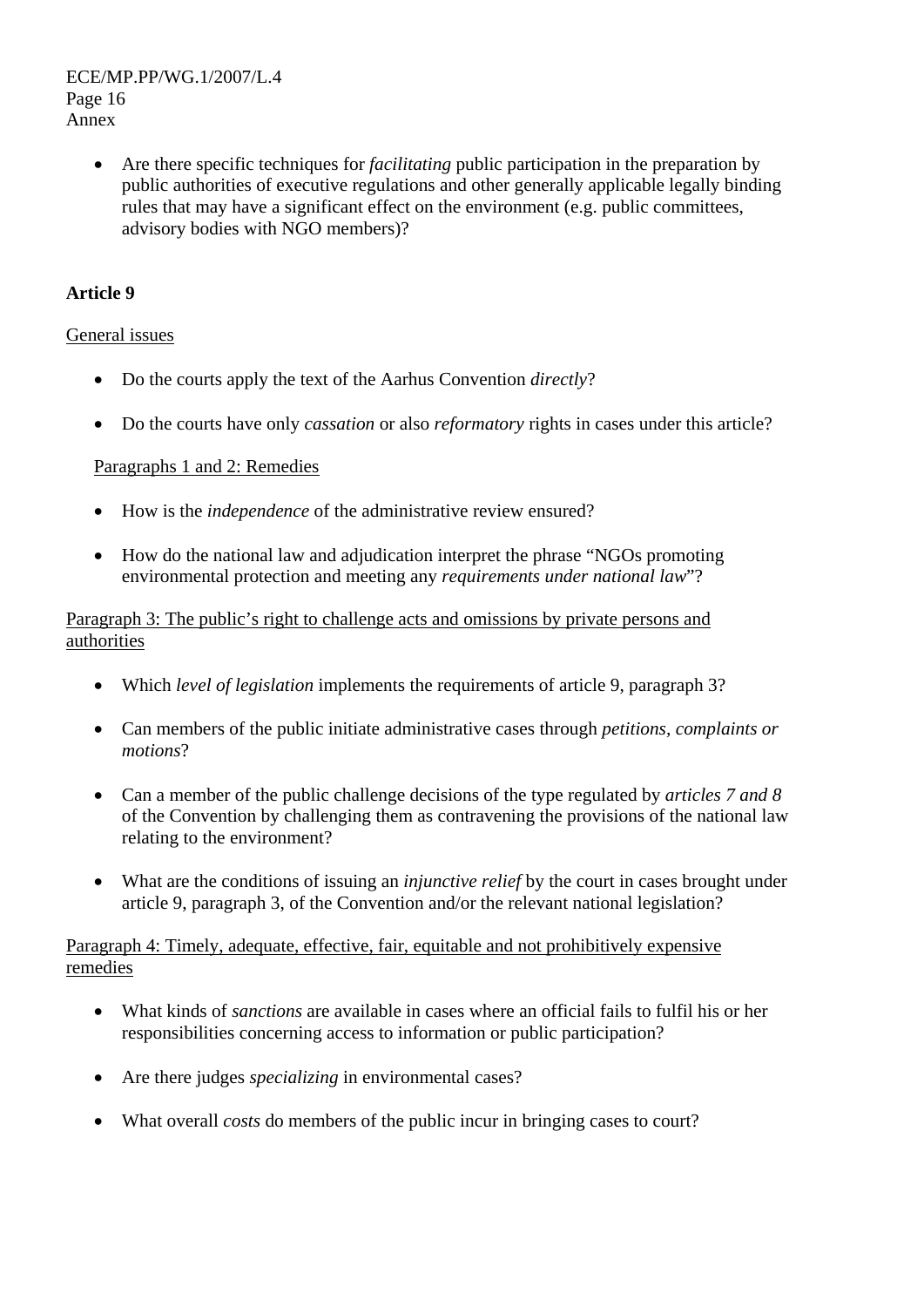- Are there specific techniques for *facilitating* public participation in the preparation by public authorities of executive regulations and other generally applicable legally binding rules that may have a significant effect on the environment (e.g. public committees, advisory bodies with NGO members)?

**Article 9**

General issues

- Do the courts apply the text of the Aarhus Convention *directly*?
- Do the courts have only *cassation* or also *reformatory* rights in cases under this article?

Paragraphs 1 and 2: Remedies

- How is the *independence* of the administrative review ensured?
- How do the national law and adjudication interpret the phrase "NGOs promoting environmental protection and meeting any *requirements under national law*"?

Paragraph 3: The public's right to challenge acts and omissions by private persons and authorities

- Which *level of legislation* implements the requirements of article 9, paragraph 3?
- Can members of the public initiate administrative cases through *petitions, complaints or motions*?
- Can a member of the public challenge decisions of the type regulated by *articles 7 and 8* of the Convention by challenging them as contravening the provisions of the national law relating to the environment?
- What are the conditions of issuing an *injunctive relief* by the court in cases brought under article 9, paragraph 3, of the Convention and/or the relevant national legislation?

Paragraph 4: Timely, adequate, effective, fair, equitable and not prohibitively expensive remedies

- What kinds of *sanctions* are available in cases where an official fails to fulfil his or her responsibilities concerning access to information or public participation?
- Are there judges *specializing* in environmental cases?
- What overall *costs* do members of the public incur in bringing cases to court?